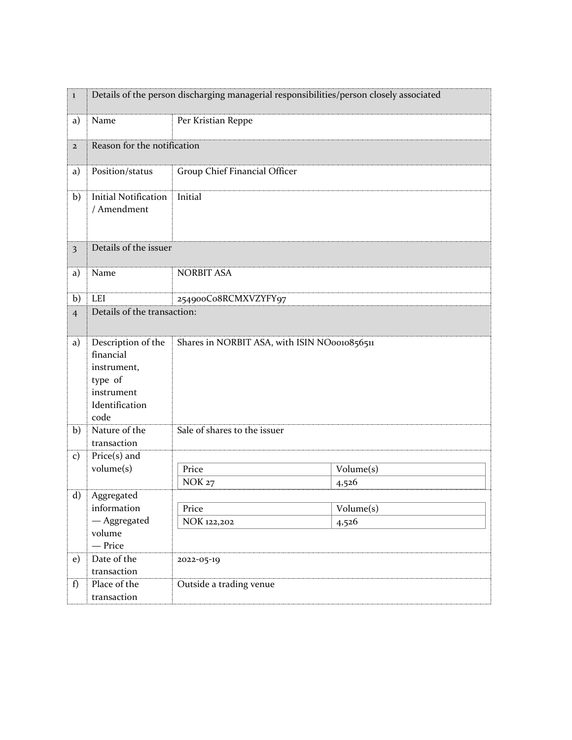| 1 | Details of the person discharging managerial responsibilities/person closely associated | |
|---|---|---|
| a) | Name | Per Kristian Reppe |
| 2 | Reason for the notification | |
| a) | Position/status | Group Chief Financial Officer |
| b) | Initial Notification / Amendment | Initial |
| 3 | Details of the issuer | |
| a) | Name | NORBIT ASA |
| b) | LEI | 254900C08RCMXVZYFY97 |
| 4 | Details of the transaction: | |
| a) | Description of the financial instrument, type of instrument Identification code | Shares in NORBIT ASA, with ISIN NO0010856511 |
| b) | Nature of the transaction | Sale of shares to the issuer |
| c) | Price(s) and volume(s) | Price: NOK 27 — Volume(s): 4,526 |
| d) | Aggregated information — Aggregated volume — Price | Price: NOK 122,202 — Volume(s): 4,526 |
| e) | Date of the transaction | 2022-05-19 |
| f) | Place of the transaction | Outside a trading venue |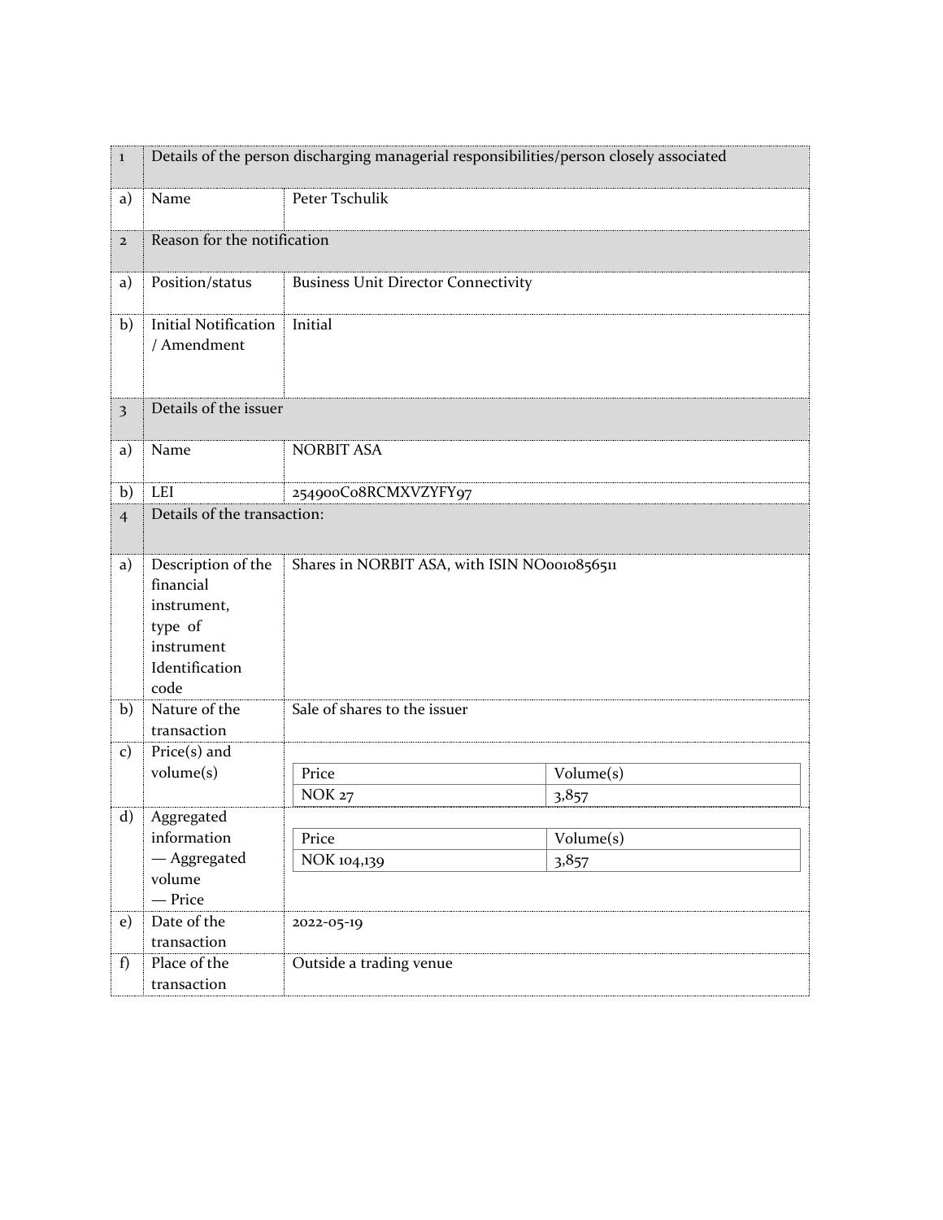| 1 | Details of the person discharging managerial responsibilities/person closely associated | |
|---|---|---|
| a) | Name | Peter Tschulik |
| 2 | Reason for the notification | |
| a) | Position/status | Business Unit Director Connectivity |
| b) | Initial Notification / Amendment | Initial |
| 3 | Details of the issuer | |
| a) | Name | NORBIT ASA |
| b) | LEI | 254900C08RCMXVZYFY97 |
| 4 | Details of the transaction: | |
| a) | Description of the financial instrument, type of instrument Identification code | Shares in NORBIT ASA, with ISIN NO0010856511 |
| b) | Nature of the transaction | Sale of shares to the issuer |
| c) | Price(s) and volume(s) | Price: NOK 27 / Volume(s): 3,857 |
| d) | Aggregated information — Aggregated volume — Price | Price: NOK 104,139 / Volume(s): 3,857 |
| e) | Date of the transaction | 2022-05-19 |
| f) | Place of the transaction | Outside a trading venue |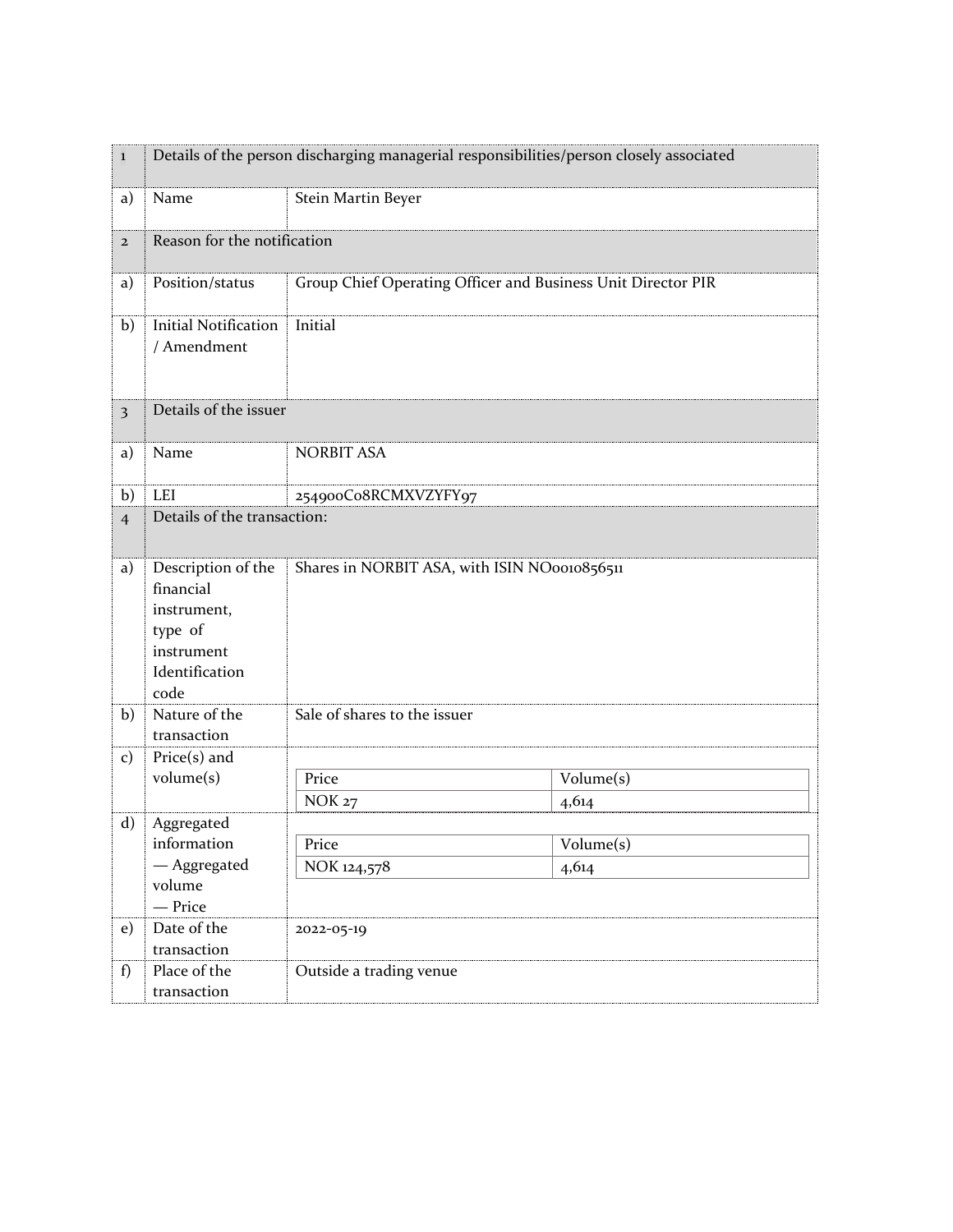| 1 | Details of the person discharging managerial responsibilities/person closely associated | |
|---|---|---|
| a) | Name | Stein Martin Beyer |
| 2 | Reason for the notification | |
| a) | Position/status | Group Chief Operating Officer and Business Unit Director PIR |
| b) | Initial Notification / Amendment | Initial |
| 3 | Details of the issuer | |
| a) | Name | NORBIT ASA |
| b) | LEI | 254900C08RCMXVZYFY97 |
| 4 | Details of the transaction: | |
| a) | Description of the financial instrument, type of instrument Identification code | Shares in NORBIT ASA, with ISIN NO0010856511 |
| b) | Nature of the transaction | Sale of shares to the issuer |
| c) | Price(s) and volume(s) | Price: NOK 27 / Volume(s): 4,614 |
| d) | Aggregated information — Aggregated volume — Price | Price: NOK 124,578 / Volume(s): 4,614 |
| e) | Date of the transaction | 2022-05-19 |
| f) | Place of the transaction | Outside a trading venue |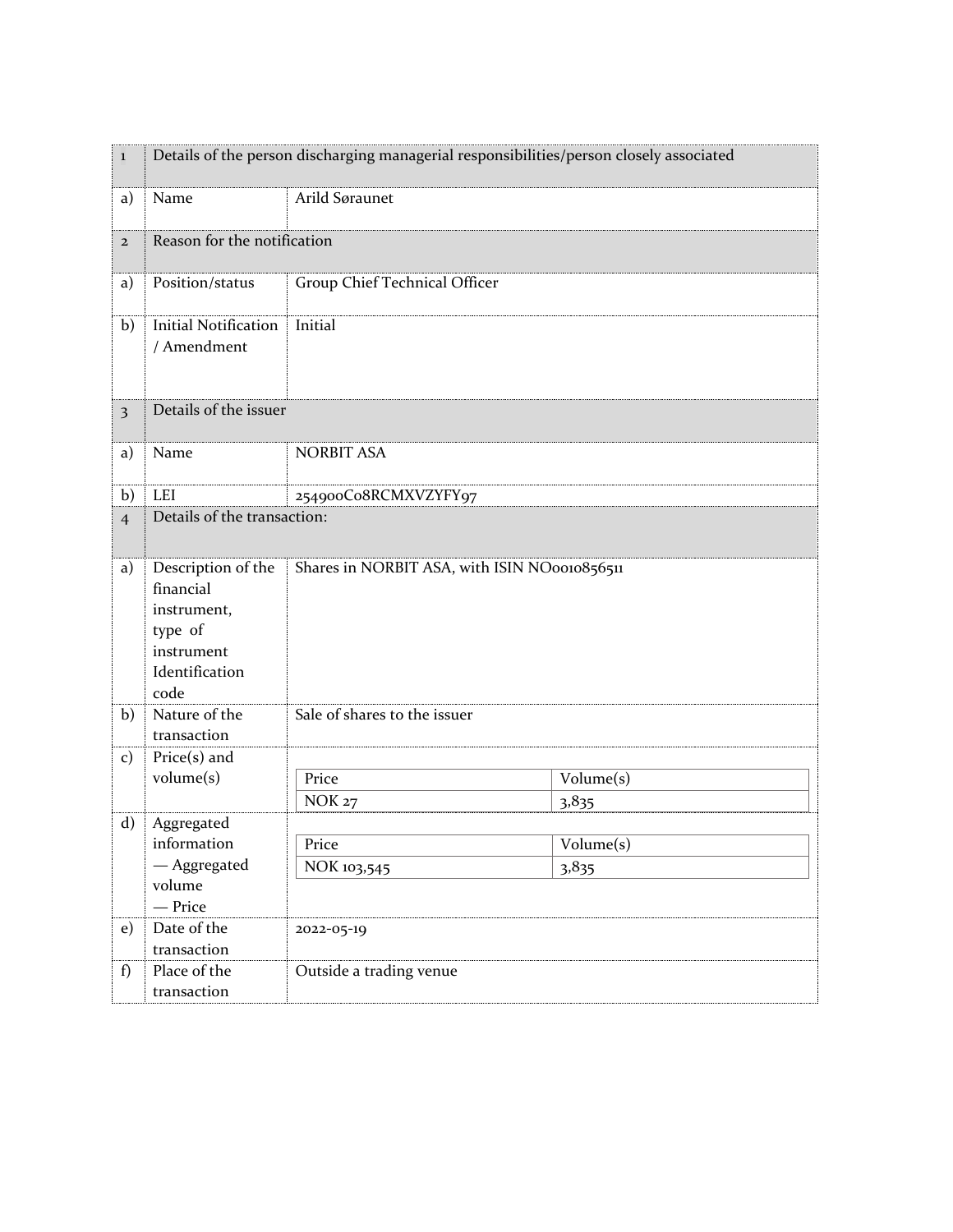| | | |
|---|---|---|
| 1 | Details of the person discharging managerial responsibilities/person closely associated | |
| a) | Name | Arild Søraunet |
| 2 | Reason for the notification | |
| a) | Position/status | Group Chief Technical Officer |
| b) | Initial Notification / Amendment | Initial |
| 3 | Details of the issuer | |
| a) | Name | NORBIT ASA |
| b) | LEI | 254900C08RCMXVZYFY97 |
| 4 | Details of the transaction: | |
| a) | Description of the financial instrument, type of instrument Identification code | Shares in NORBIT ASA, with ISIN NO0010856511 |
| b) | Nature of the transaction | Sale of shares to the issuer |
| c) | Price(s) and volume(s) | Price: NOK 27; Volume(s): 3,835 |
| d) | Aggregated information — Aggregated volume — Price | Price: NOK 103,545; Volume(s): 3,835 |
| e) | Date of the transaction | 2022-05-19 |
| f) | Place of the transaction | Outside a trading venue |